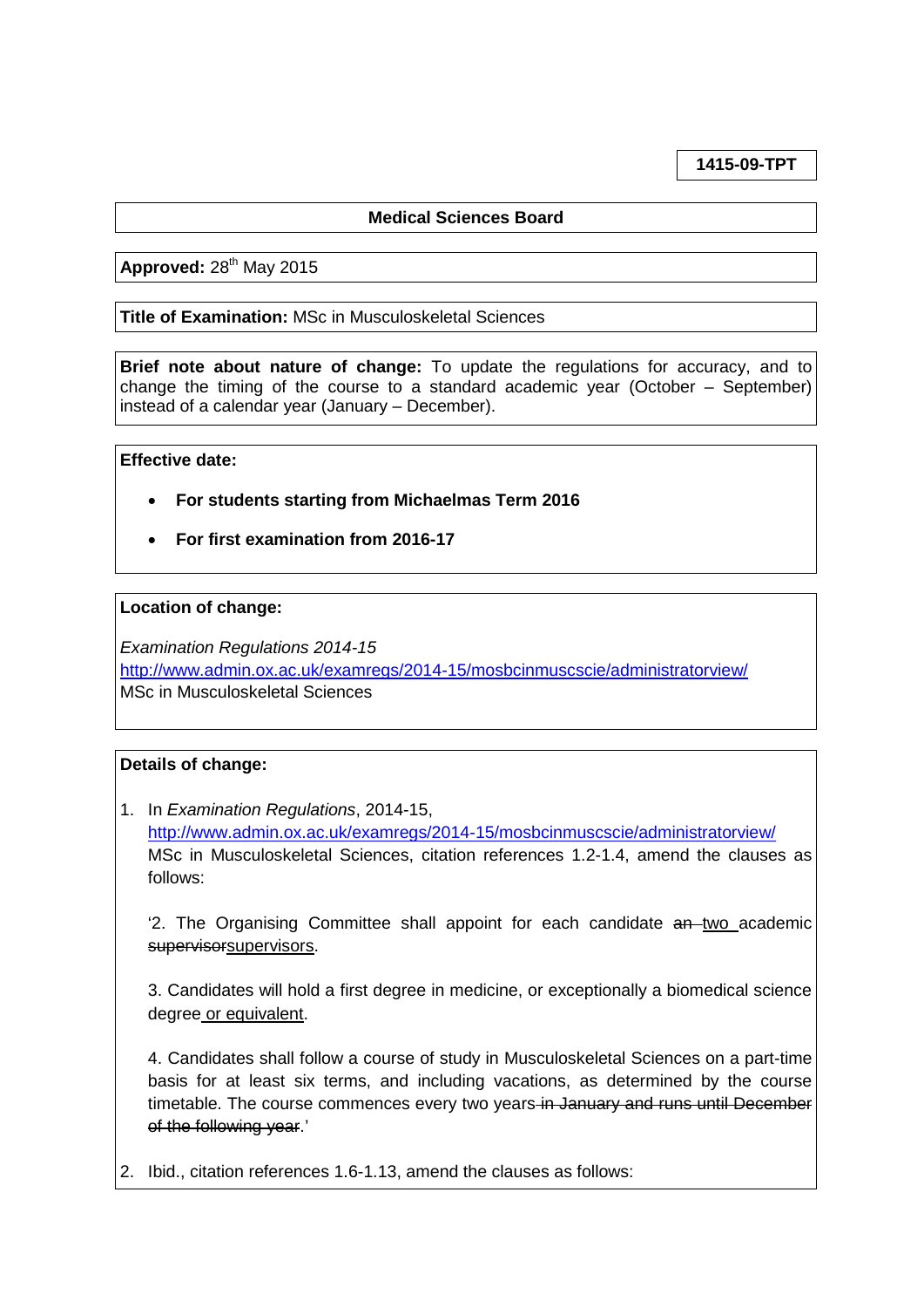**1415-09-TPT**

**Medical Sciences Board**

**Approved:** 28th May 2015

**Title of Examination:** MSc in Musculoskeletal Sciences

**Brief note about nature of change:** To update the regulations for accuracy, and to change the timing of the course to a standard academic year (October – September) instead of a calendar year (January – December).

**Effective date:**

- **For students starting from Michaelmas Term 2016**
- **For first examination from 2016-17**

**Location of change:**

*Examination Regulations 2014-15*
http://www.admin.ox.ac.uk/examregs/2014-15/mosbcinmuscscie/administratorview/
MSc in Musculoskeletal Sciences

**Details of change:**

1. In *Examination Regulations*, 2014-15, http://www.admin.ox.ac.uk/examregs/2014-15/mosbcinmuscscie/administratorview/ MSc in Musculoskeletal Sciences, citation references 1.2-1.4, amend the clauses as follows:

   '2. The Organising Committee shall appoint for each candidate ~~an~~ <u>two</u> academic ~~supervisor~~<u>supervisors</u>.

   3. Candidates will hold a first degree in medicine, or exceptionally a biomedical science degree <u>or equivalent</u>.

   4. Candidates shall follow a course of study in Musculoskeletal Sciences on a part-time basis for at least six terms, and including vacations, as determined by the course timetable. The course commences every two years ~~in January and runs until December of the following year~~.'

2. Ibid., citation references 1.6-1.13, amend the clauses as follows: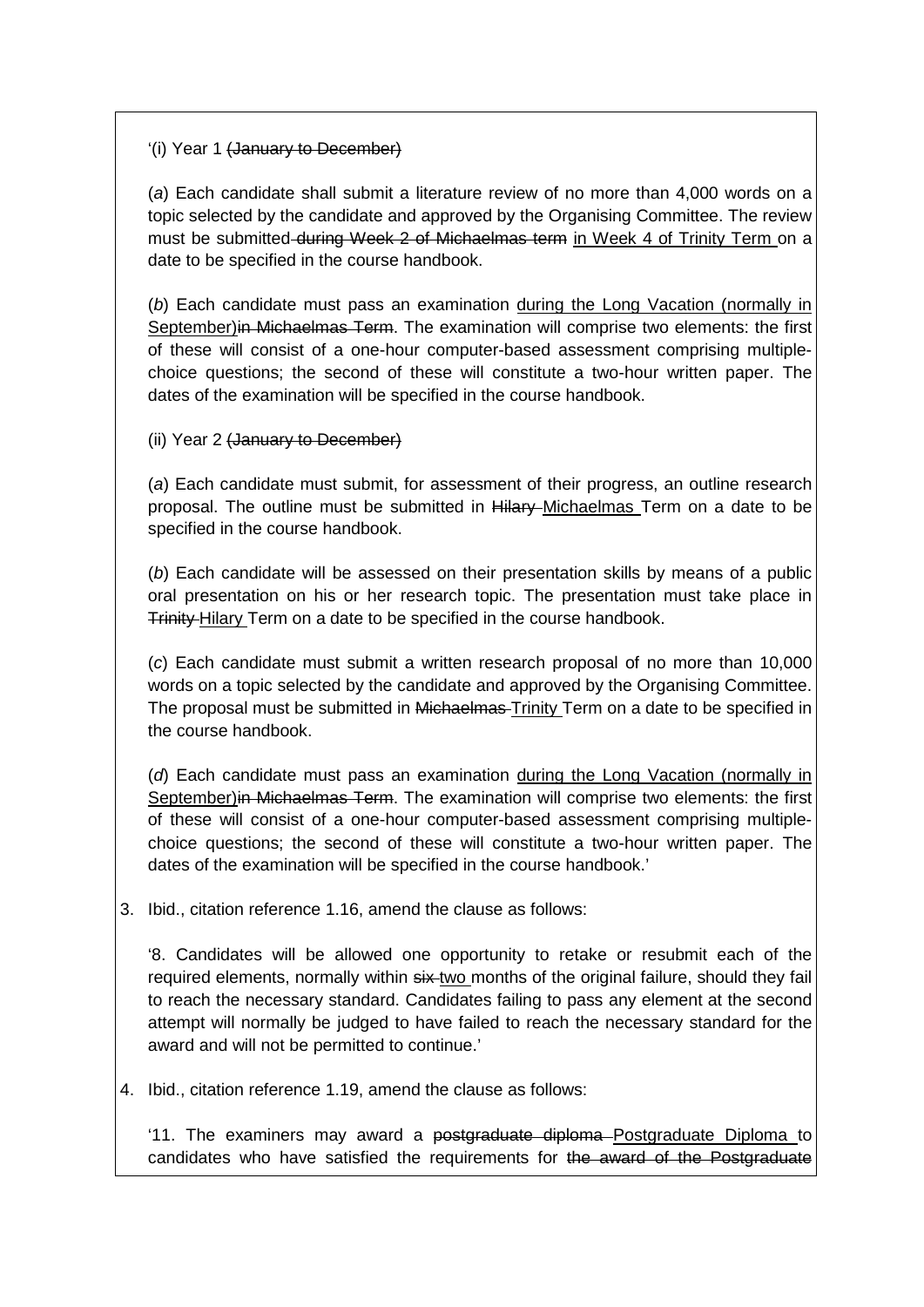'(i) Year 1 ~~(January to December)~~

(*a*) Each candidate shall submit a literature review of no more than 4,000 words on a topic selected by the candidate and approved by the Organising Committee. The review must be submitted ~~during Week 2 of Michaelmas term~~ <u>in Week 4 of Trinity Term</u> on a date to be specified in the course handbook.

(*b*) Each candidate must pass an examination <u>during the Long Vacation (normally in September)</u>~~in Michaelmas Term~~. The examination will comprise two elements: the first of these will consist of a one-hour computer-based assessment comprising multiple-choice questions; the second of these will constitute a two-hour written paper. The dates of the examination will be specified in the course handbook.

(ii) Year 2 ~~(January to December)~~

(*a*) Each candidate must submit, for assessment of their progress, an outline research proposal. The outline must be submitted in ~~Hilary~~ <u>Michaelmas</u> Term on a date to be specified in the course handbook.

(*b*) Each candidate will be assessed on their presentation skills by means of a public oral presentation on his or her research topic. The presentation must take place in ~~Trinity~~ <u>Hilary</u> Term on a date to be specified in the course handbook.

(*c*) Each candidate must submit a written research proposal of no more than 10,000 words on a topic selected by the candidate and approved by the Organising Committee. The proposal must be submitted in ~~Michaelmas~~ <u>Trinity</u> Term on a date to be specified in the course handbook.

(*d*) Each candidate must pass an examination <u>during the Long Vacation (normally in September)</u>~~in Michaelmas Term~~. The examination will comprise two elements: the first of these will consist of a one-hour computer-based assessment comprising multiple-choice questions; the second of these will constitute a two-hour written paper. The dates of the examination will be specified in the course handbook.'

3. Ibid., citation reference 1.16, amend the clause as follows:

'8. Candidates will be allowed one opportunity to retake or resubmit each of the required elements, normally within ~~six~~ <u>two</u> months of the original failure, should they fail to reach the necessary standard. Candidates failing to pass any element at the second attempt will normally be judged to have failed to reach the necessary standard for the award and will not be permitted to continue.'

4. Ibid., citation reference 1.19, amend the clause as follows:

'11. The examiners may award a ~~postgraduate diploma~~ <u>Postgraduate Diploma</u> to candidates who have satisfied the requirements for ~~the award of the Postgraduate~~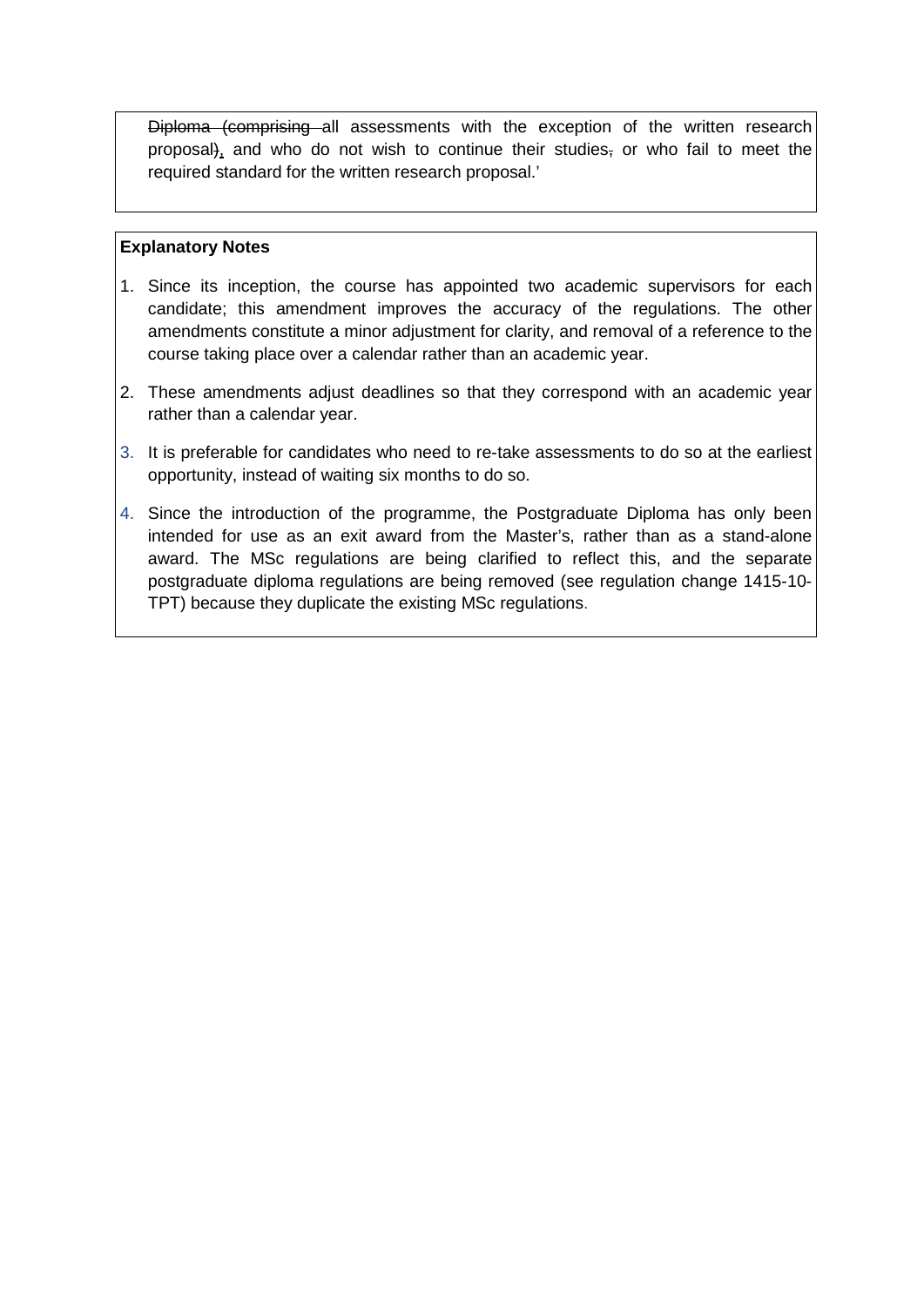~~Diploma (comprising~~ all assessments with the exception of the written research proposal~~)~~, and who do not wish to continue their studies~~,~~ or who fail to meet the required standard for the written research proposal.'

**Explanatory Notes**

1. Since its inception, the course has appointed two academic supervisors for each candidate; this amendment improves the accuracy of the regulations. The other amendments constitute a minor adjustment for clarity, and removal of a reference to the course taking place over a calendar rather than an academic year.
2. These amendments adjust deadlines so that they correspond with an academic year rather than a calendar year.
3. It is preferable for candidates who need to re-take assessments to do so at the earliest opportunity, instead of waiting six months to do so.
4. Since the introduction of the programme, the Postgraduate Diploma has only been intended for use as an exit award from the Master's, rather than as a stand-alone award. The MSc regulations are being clarified to reflect this, and the separate postgraduate diploma regulations are being removed (see regulation change 1415-10-TPT) because they duplicate the existing MSc regulations.